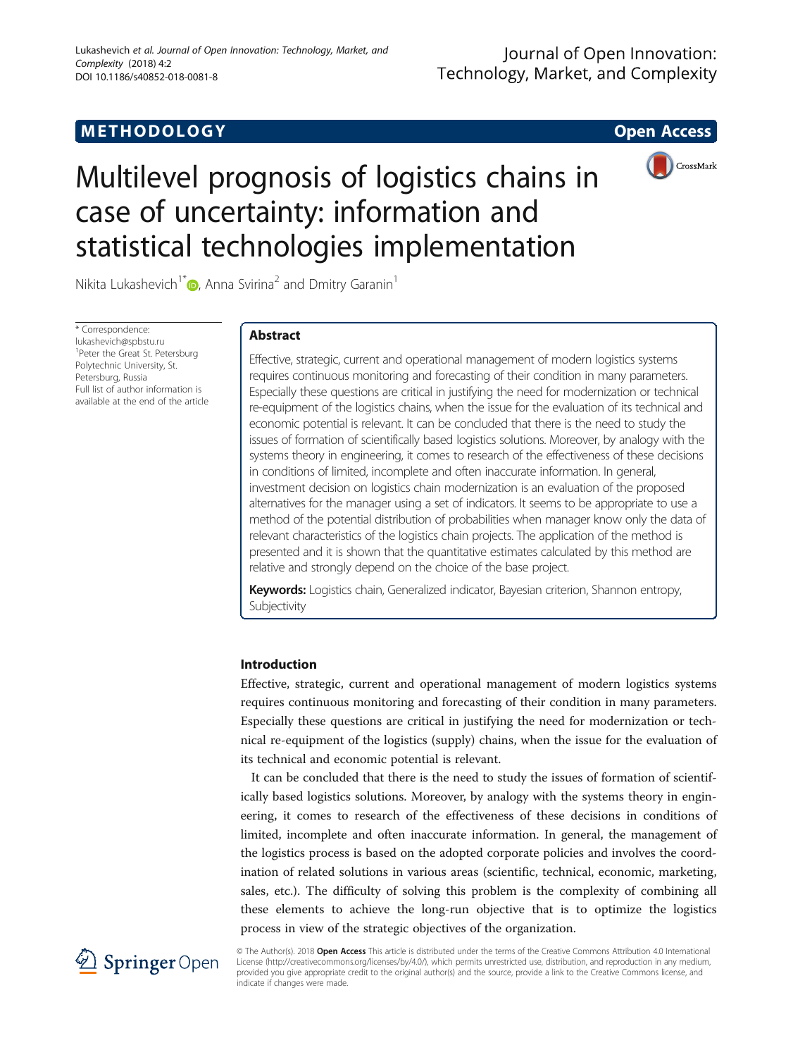METHODOLOGY

Open Access

# Multilevel prognosis of logistics chains in case of uncertainty: information and statistical technologies implementation

Nikita Lukashevich[1*], Anna Svirina[2] and Dmitry Garanin[1]

\* Correspondence: lukashevich@spbstu.ru
[1]Peter the Great St. Petersburg Polytechnic University, St. Petersburg, Russia
Full list of author information is available at the end of the article

## Abstract

Effective, strategic, current and operational management of modern logistics systems requires continuous monitoring and forecasting of their condition in many parameters. Especially these questions are critical in justifying the need for modernization or technical re-equipment of the logistics chains, when the issue for the evaluation of its technical and economic potential is relevant. It can be concluded that there is the need to study the issues of formation of scientifically based logistics solutions. Moreover, by analogy with the systems theory in engineering, it comes to research of the effectiveness of these decisions in conditions of limited, incomplete and often inaccurate information. In general, investment decision on logistics chain modernization is an evaluation of the proposed alternatives for the manager using a set of indicators. It seems to be appropriate to use a method of the potential distribution of probabilities when manager know only the data of relevant characteristics of the logistics chain projects. The application of the method is presented and it is shown that the quantitative estimates calculated by this method are relative and strongly depend on the choice of the base project.

**Keywords:** Logistics chain, Generalized indicator, Bayesian criterion, Shannon entropy, Subjectivity

## Introduction

Effective, strategic, current and operational management of modern logistics systems requires continuous monitoring and forecasting of their condition in many parameters. Especially these questions are critical in justifying the need for modernization or technical re-equipment of the logistics (supply) chains, when the issue for the evaluation of its technical and economic potential is relevant.

It can be concluded that there is the need to study the issues of formation of scientifically based logistics solutions. Moreover, by analogy with the systems theory in engineering, it comes to research of the effectiveness of these decisions in conditions of limited, incomplete and often inaccurate information. In general, the management of the logistics process is based on the adopted corporate policies and involves the coordination of related solutions in various areas (scientific, technical, economic, marketing, sales, etc.). The difficulty of solving this problem is the complexity of combining all these elements to achieve the long-run objective that is to optimize the logistics process in view of the strategic objectives of the organization.

© The Author(s). 2018 **Open Access** This article is distributed under the terms of the Creative Commons Attribution 4.0 International License (http://creativecommons.org/licenses/by/4.0/), which permits unrestricted use, distribution, and reproduction in any medium, provided you give appropriate credit to the original author(s) and the source, provide a link to the Creative Commons license, and indicate if changes were made.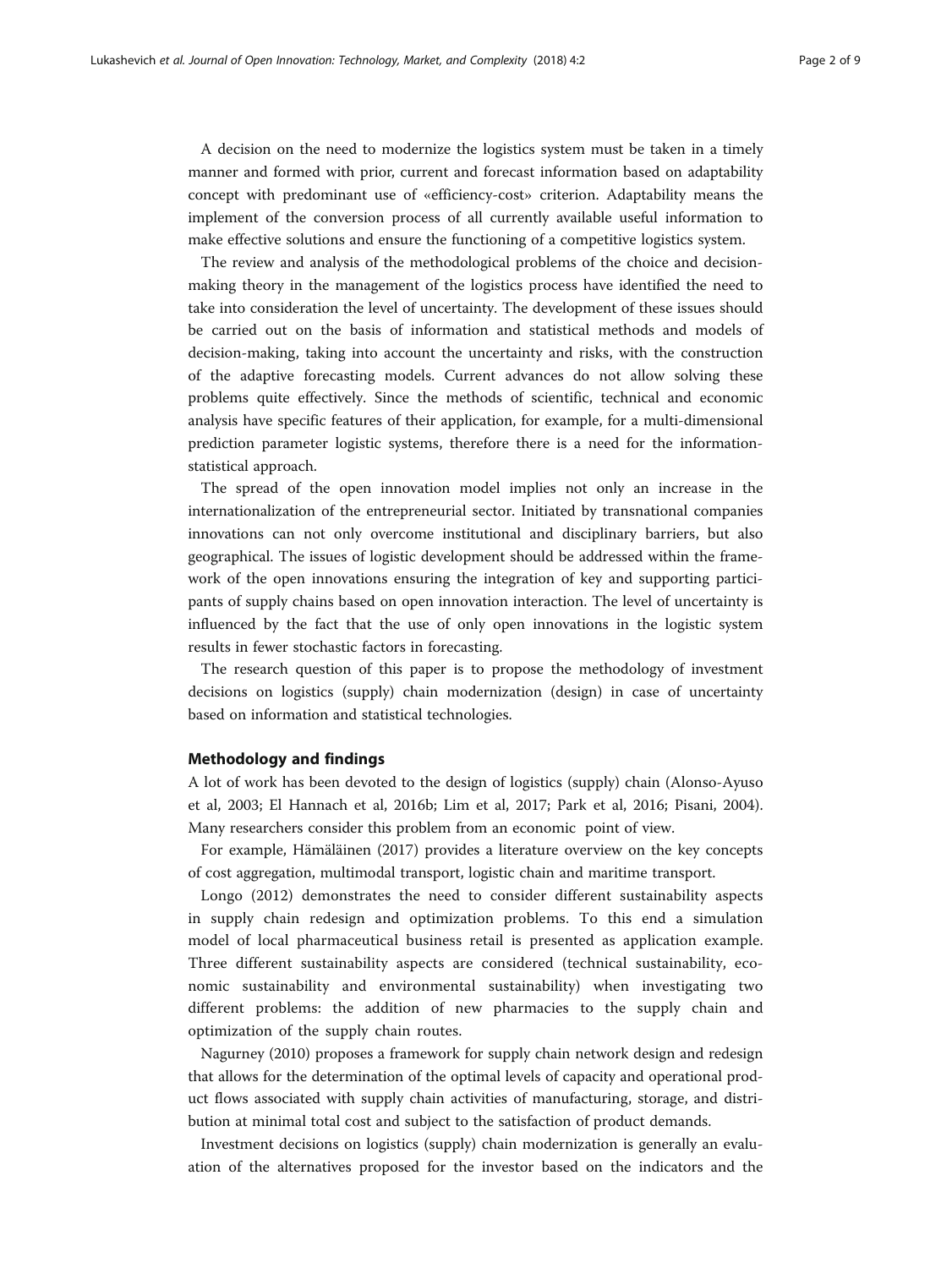A decision on the need to modernize the logistics system must be taken in a timely manner and formed with prior, current and forecast information based on adaptability concept with predominant use of «efficiency-cost» criterion. Adaptability means the implement of the conversion process of all currently available useful information to make effective solutions and ensure the functioning of a competitive logistics system.

The review and analysis of the methodological problems of the choice and decision-making theory in the management of the logistics process have identified the need to take into consideration the level of uncertainty. The development of these issues should be carried out on the basis of information and statistical methods and models of decision-making, taking into account the uncertainty and risks, with the construction of the adaptive forecasting models. Current advances do not allow solving these problems quite effectively. Since the methods of scientific, technical and economic analysis have specific features of their application, for example, for a multi-dimensional prediction parameter logistic systems, therefore there is a need for the information-statistical approach.

The spread of the open innovation model implies not only an increase in the internationalization of the entrepreneurial sector. Initiated by transnational companies innovations can not only overcome institutional and disciplinary barriers, but also geographical. The issues of logistic development should be addressed within the framework of the open innovations ensuring the integration of key and supporting participants of supply chains based on open innovation interaction. The level of uncertainty is influenced by the fact that the use of only open innovations in the logistic system results in fewer stochastic factors in forecasting.

The research question of this paper is to propose the methodology of investment decisions on logistics (supply) chain modernization (design) in case of uncertainty based on information and statistical technologies.

## Methodology and findings

A lot of work has been devoted to the design of logistics (supply) chain (Alonso-Ayuso et al, 2003; El Hannach et al, 2016b; Lim et al, 2017; Park et al, 2016; Pisani, 2004). Many researchers consider this problem from an economic point of view.

For example, Hämäläinen (2017) provides a literature overview on the key concepts of cost aggregation, multimodal transport, logistic chain and maritime transport.

Longo (2012) demonstrates the need to consider different sustainability aspects in supply chain redesign and optimization problems. To this end a simulation model of local pharmaceutical business retail is presented as application example. Three different sustainability aspects are considered (technical sustainability, economic sustainability and environmental sustainability) when investigating two different problems: the addition of new pharmacies to the supply chain and optimization of the supply chain routes.

Nagurney (2010) proposes a framework for supply chain network design and redesign that allows for the determination of the optimal levels of capacity and operational product flows associated with supply chain activities of manufacturing, storage, and distribution at minimal total cost and subject to the satisfaction of product demands.

Investment decisions on logistics (supply) chain modernization is generally an evaluation of the alternatives proposed for the investor based on the indicators and the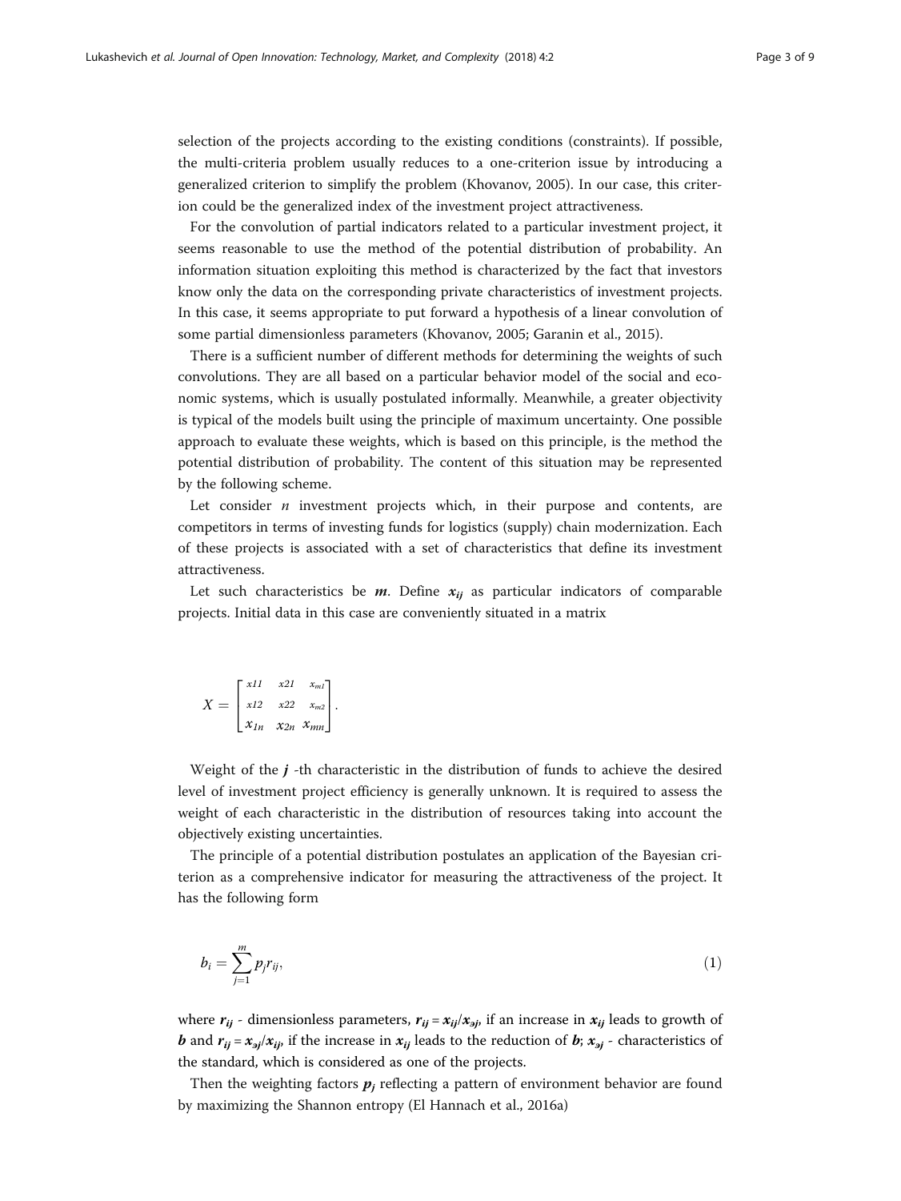selection of the projects according to the existing conditions (constraints). If possible, the multi-criteria problem usually reduces to a one-criterion issue by introducing a generalized criterion to simplify the problem (Khovanov, 2005). In our case, this criterion could be the generalized index of the investment project attractiveness.

For the convolution of partial indicators related to a particular investment project, it seems reasonable to use the method of the potential distribution of probability. An information situation exploiting this method is characterized by the fact that investors know only the data on the corresponding private characteristics of investment projects. In this case, it seems appropriate to put forward a hypothesis of a linear convolution of some partial dimensionless parameters (Khovanov, 2005; Garanin et al., 2015).

There is a sufficient number of different methods for determining the weights of such convolutions. They are all based on a particular behavior model of the social and economic systems, which is usually postulated informally. Meanwhile, a greater objectivity is typical of the models built using the principle of maximum uncertainty. One possible approach to evaluate these weights, which is based on this principle, is the method the potential distribution of probability. The content of this situation may be represented by the following scheme.

Let consider $n$ investment projects which, in their purpose and contents, are competitors in terms of investing funds for logistics (supply) chain modernization. Each of these projects is associated with a set of characteristics that define its investment attractiveness.

Let such characteristics be $\boldsymbol{m}$. Define $\boldsymbol{x_{ij}}$ as particular indicators of comparable projects. Initial data in this case are conveniently situated in a matrix

$$X = \begin{bmatrix} x11 & x21 & x_{m1} \\ x12 & x22 & x_{m2} \\ x_{1n} & x_{2n} & x_{mn} \end{bmatrix}.$$

Weight of the $\boldsymbol{j}$ -th characteristic in the distribution of funds to achieve the desired level of investment project efficiency is generally unknown. It is required to assess the weight of each characteristic in the distribution of resources taking into account the objectively existing uncertainties.

The principle of a potential distribution postulates an application of the Bayesian criterion as a comprehensive indicator for measuring the attractiveness of the project. It has the following form

$$b_i = \sum_{j=1}^{m} p_j r_{ij}, \tag{1}$$

where $\boldsymbol{r_{ij}}$ - dimensionless parameters, $\boldsymbol{r_{ij} = x_{ij}/x_{эj}}$, if an increase in $\boldsymbol{x_{ij}}$ leads to growth of $\boldsymbol{b}$ and $\boldsymbol{r_{ij} = x_{эj}/x_{ij}}$, if the increase in $\boldsymbol{x_{ij}}$ leads to the reduction of $\boldsymbol{b}$; $\boldsymbol{x_{эj}}$ - characteristics of the standard, which is considered as one of the projects.

Then the weighting factors $\boldsymbol{p_j}$ reflecting a pattern of environment behavior are found by maximizing the Shannon entropy (El Hannach et al., 2016a)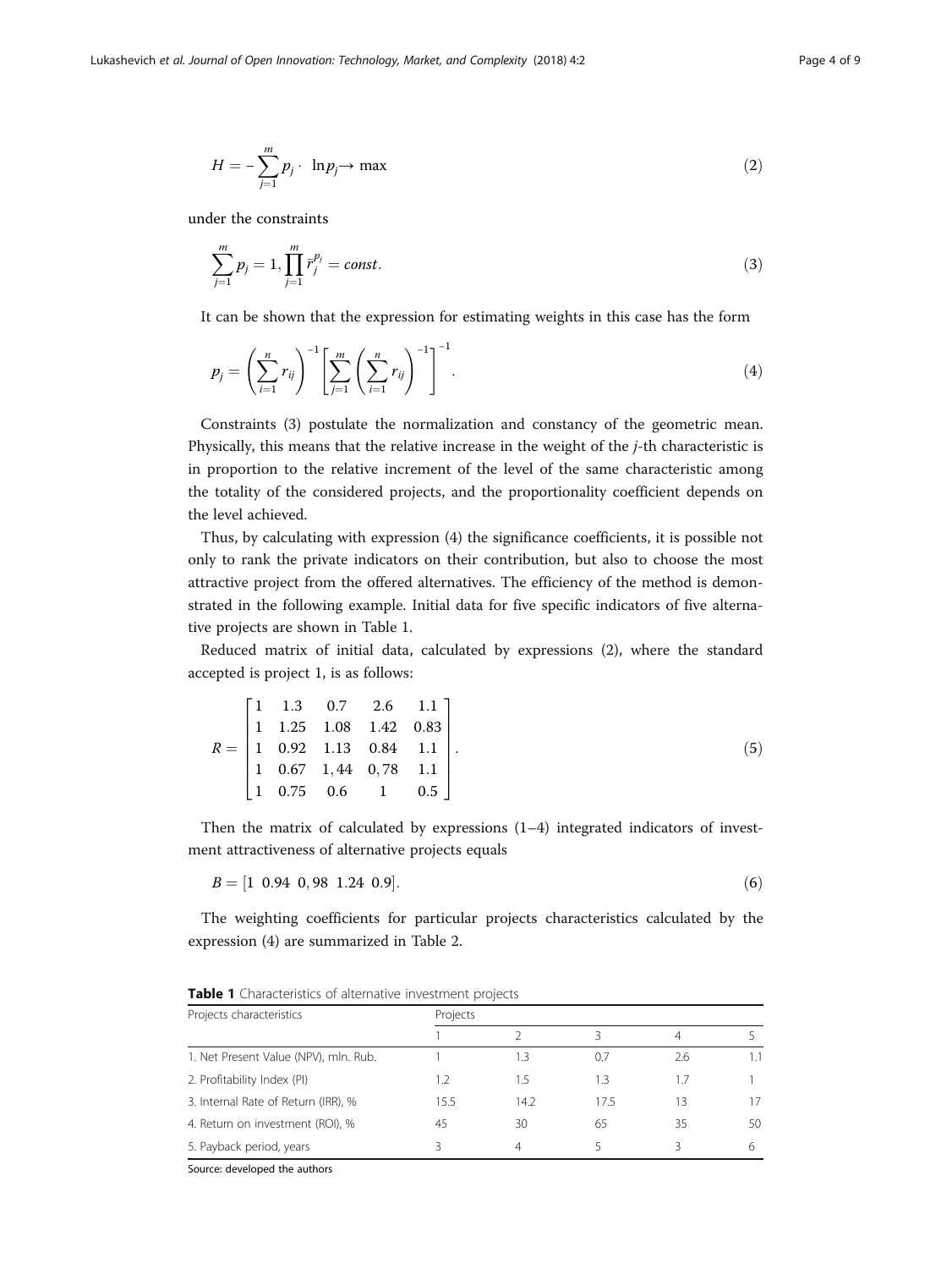$$H = -\sum_{j=1}^{m} p_j \cdot \ln p_j \rightarrow \max \tag{2}$$

under the constraints

$$\sum_{j=1}^{m} p_j = 1, \prod_{j=1}^{m} \bar{r}_j^{p_j} = const. \tag{3}$$

It can be shown that the expression for estimating weights in this case has the form

$$p_j = \left(\sum_{i=1}^{n} r_{ij}\right)^{-1} \left[\sum_{j=1}^{m} \left(\sum_{i=1}^{n} r_{ij}\right)^{-1}\right]^{-1}. \tag{4}$$

Constraints (3) postulate the normalization and constancy of the geometric mean. Physically, this means that the relative increase in the weight of the $j$-th characteristic is in proportion to the relative increment of the level of the same characteristic among the totality of the considered projects, and the proportionality coefficient depends on the level achieved.

Thus, by calculating with expression (4) the significance coefficients, it is possible not only to rank the private indicators on their contribution, but also to choose the most attractive project from the offered alternatives. The efficiency of the method is demonstrated in the following example. Initial data for five specific indicators of five alternative projects are shown in Table 1.

Reduced matrix of initial data, calculated by expressions (2), where the standard accepted is project 1, is as follows:

$$R = \begin{bmatrix} 1 & 1.3 & 0.7 & 2.6 & 1.1 \\ 1 & 1.25 & 1.08 & 1.42 & 0.83 \\ 1 & 0.92 & 1.13 & 0.84 & 1.1 \\ 1 & 0.67 & 1,44 & 0,78 & 1.1 \\ 1 & 0.75 & 0.6 & 1 & 0.5 \end{bmatrix}. \tag{5}$$

Then the matrix of calculated by expressions (1–4) integrated indicators of investment attractiveness of alternative projects equals

$$B = [1 \;\; 0.94 \;\; 0,98 \;\; 1.24 \;\; 0.9]. \tag{6}$$

The weighting coefficients for particular projects characteristics calculated by the expression (4) are summarized in Table 2.

**Table 1** Characteristics of alternative investment projects

| Projects characteristics | Projects | | | | |
|---|---|---|---|---|---|
| | 1 | 2 | 3 | 4 | 5 |
| 1. Net Present Value (NPV), mln. Rub. | 1 | 1.3 | 0.7 | 2.6 | 1.1 |
| 2. Profitability Index (PI) | 1.2 | 1.5 | 1.3 | 1.7 | 1 |
| 3. Internal Rate of Return (IRR), % | 15.5 | 14.2 | 17.5 | 13 | 17 |
| 4. Return on investment (ROI), % | 45 | 30 | 65 | 35 | 50 |
| 5. Payback period, years | 3 | 4 | 5 | 3 | 6 |

Source: developed the authors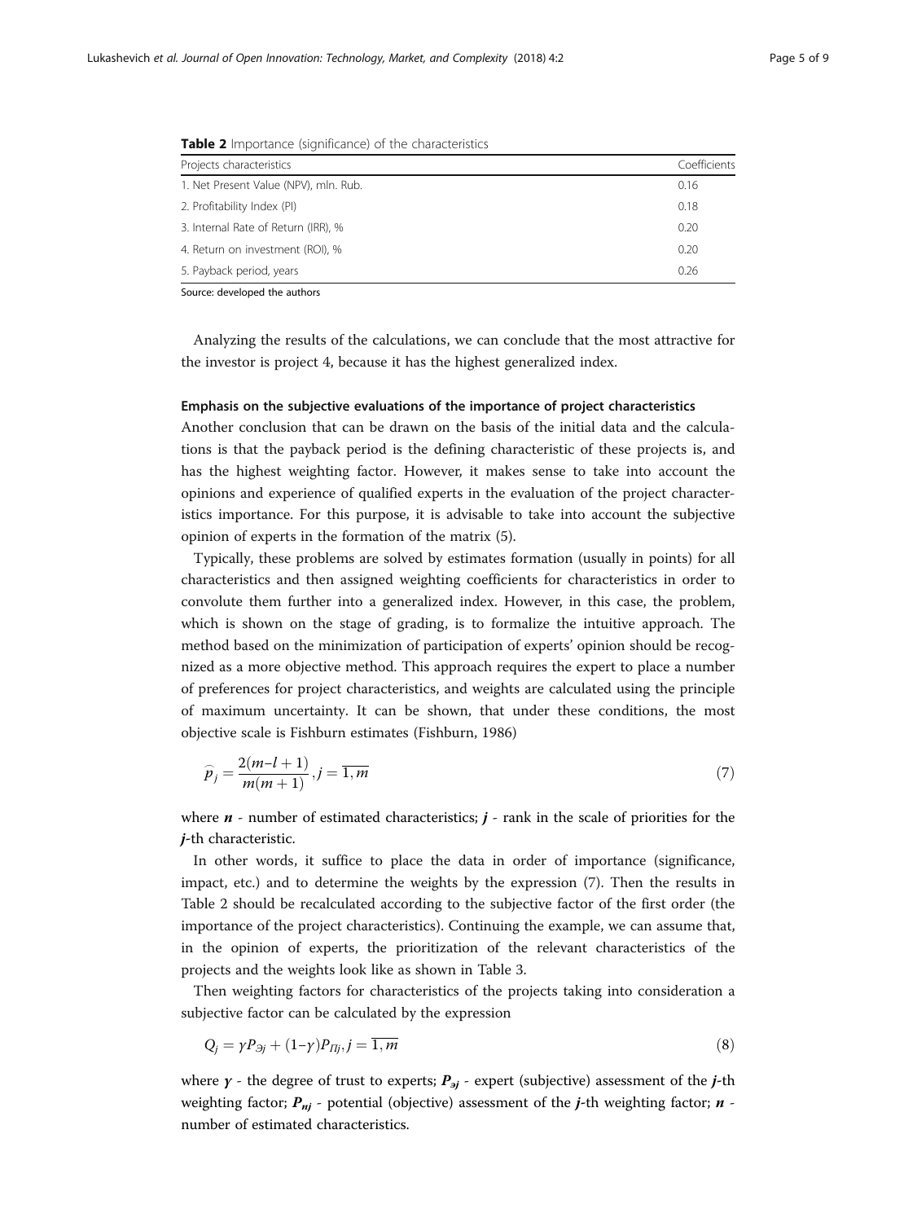**Table 2** Importance (significance) of the characteristics

| Projects characteristics | Coefficients |
|---|---|
| 1. Net Present Value (NPV), mln. Rub. | 0.16 |
| 2. Profitability Index (PI) | 0.18 |
| 3. Internal Rate of Return (IRR), % | 0.20 |
| 4. Return on investment (ROI), % | 0.20 |
| 5. Payback period, years | 0.26 |

Source: developed the authors

Analyzing the results of the calculations, we can conclude that the most attractive for the investor is project 4, because it has the highest generalized index.

#### Emphasis on the subjective evaluations of the importance of project characteristics

Another conclusion that can be drawn on the basis of the initial data and the calculations is that the payback period is the defining characteristic of these projects is, and has the highest weighting factor. However, it makes sense to take into account the opinions and experience of qualified experts in the evaluation of the project characteristics importance. For this purpose, it is advisable to take into account the subjective opinion of experts in the formation of the matrix (5).

Typically, these problems are solved by estimates formation (usually in points) for all characteristics and then assigned weighting coefficients for characteristics in order to convolute them further into a generalized index. However, in this case, the problem, which is shown on the stage of grading, is to formalize the intuitive approach. The method based on the minimization of participation of experts' opinion should be recognized as a more objective method. This approach requires the expert to place a number of preferences for project characteristics, and weights are calculated using the principle of maximum uncertainty. It can be shown, that under these conditions, the most objective scale is Fishburn estimates (Fishburn, 1986)

$$\widehat{p}_j = \frac{2(m-l+1)}{m(m+1)}, j = \overline{1,m} \tag{7}$$

where $\boldsymbol{n}$ - number of estimated characteristics; $\boldsymbol{j}$ - rank in the scale of priorities for the $\boldsymbol{j}$-th characteristic.

In other words, it suffice to place the data in order of importance (significance, impact, etc.) and to determine the weights by the expression (7). Then the results in Table 2 should be recalculated according to the subjective factor of the first order (the importance of the project characteristics). Continuing the example, we can assume that, in the opinion of experts, the prioritization of the relevant characteristics of the projects and the weights look like as shown in Table 3.

Then weighting factors for characteristics of the projects taking into consideration a subjective factor can be calculated by the expression

$$Q_j = \gamma P_{\text{Э}j} + (1-\gamma)P_{\Pi j}, j = \overline{1,m} \tag{8}$$

where $\boldsymbol{\gamma}$ - the degree of trust to experts; $\boldsymbol{P_{\text{э}j}}$ - expert (subjective) assessment of the $\boldsymbol{j}$-th weighting factor; $\boldsymbol{P_{\text{п}j}}$ - potential (objective) assessment of the $\boldsymbol{j}$-th weighting factor; $\boldsymbol{n}$ - number of estimated characteristics.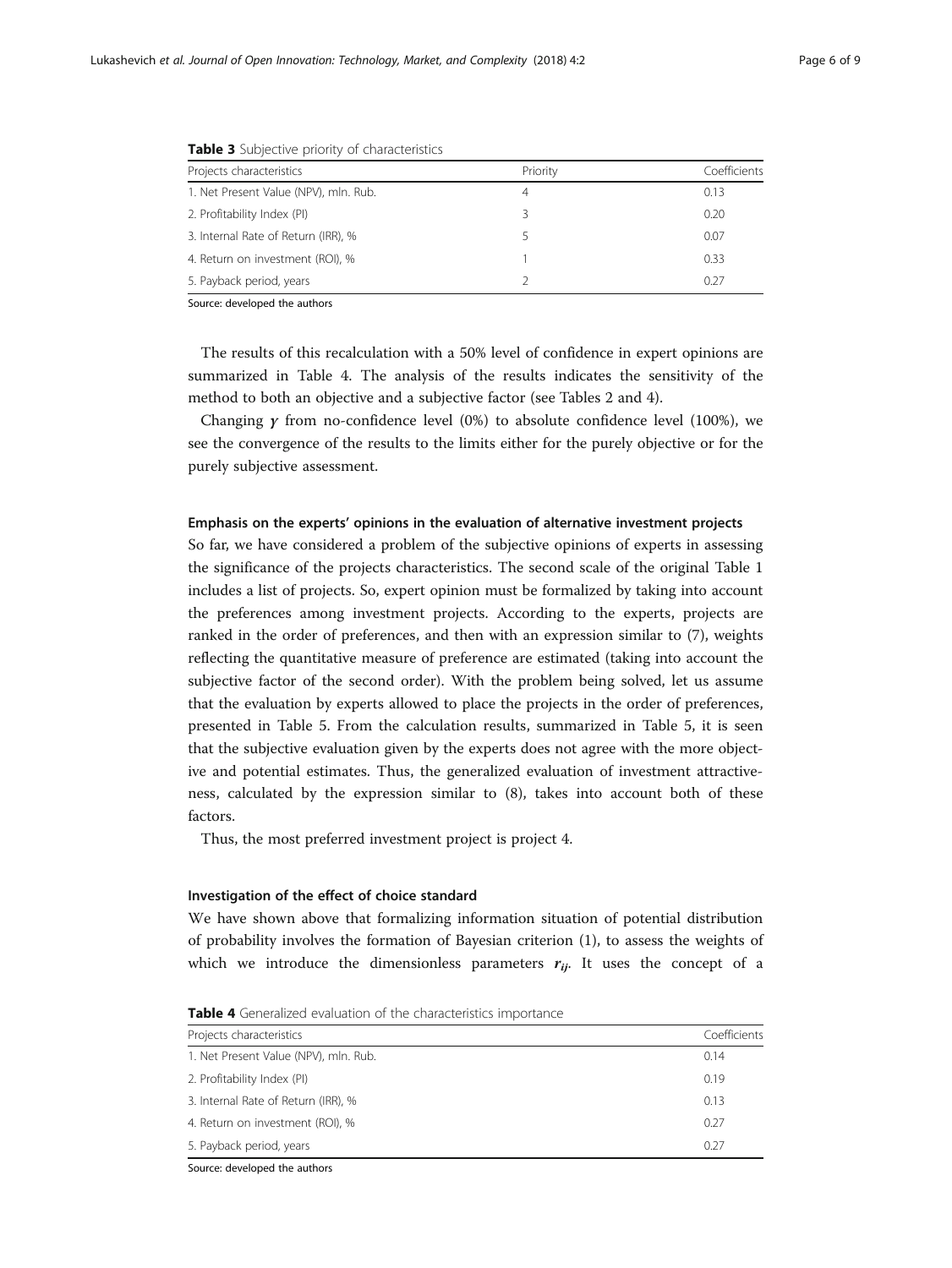**Table 3** Subjective priority of characteristics

| Projects characteristics | Priority | Coefficients |
|---|---|---|
| 1. Net Present Value (NPV), mln. Rub. | 4 | 0.13 |
| 2. Profitability Index (PI) | 3 | 0.20 |
| 3. Internal Rate of Return (IRR), % | 5 | 0.07 |
| 4. Return on investment (ROI), % | 1 | 0.33 |
| 5. Payback period, years | 2 | 0.27 |

Source: developed the authors

The results of this recalculation with a 50% level of confidence in expert opinions are summarized in Table 4. The analysis of the results indicates the sensitivity of the method to both an objective and a subjective factor (see Tables 2 and 4).

Changing $\gamma$ from no-confidence level (0%) to absolute confidence level (100%), we see the convergence of the results to the limits either for the purely objective or for the purely subjective assessment.

### Emphasis on the experts' opinions in the evaluation of alternative investment projects

So far, we have considered a problem of the subjective opinions of experts in assessing the significance of the projects characteristics. The second scale of the original Table 1 includes a list of projects. So, expert opinion must be formalized by taking into account the preferences among investment projects. According to the experts, projects are ranked in the order of preferences, and then with an expression similar to (7), weights reflecting the quantitative measure of preference are estimated (taking into account the subjective factor of the second order). With the problem being solved, let us assume that the evaluation by experts allowed to place the projects in the order of preferences, presented in Table 5. From the calculation results, summarized in Table 5, it is seen that the subjective evaluation given by the experts does not agree with the more objective and potential estimates. Thus, the generalized evaluation of investment attractiveness, calculated by the expression similar to (8), takes into account both of these factors.

Thus, the most preferred investment project is project 4.

### Investigation of the effect of choice standard

We have shown above that formalizing information situation of potential distribution of probability involves the formation of Bayesian criterion (1), to assess the weights of which we introduce the dimensionless parameters $r_{ij}$. It uses the concept of a

**Table 4** Generalized evaluation of the characteristics importance

| Projects characteristics | Coefficients |
|---|---|
| 1. Net Present Value (NPV), mln. Rub. | 0.14 |
| 2. Profitability Index (PI) | 0.19 |
| 3. Internal Rate of Return (IRR), % | 0.13 |
| 4. Return on investment (ROI), % | 0.27 |
| 5. Payback period, years | 0.27 |

Source: developed the authors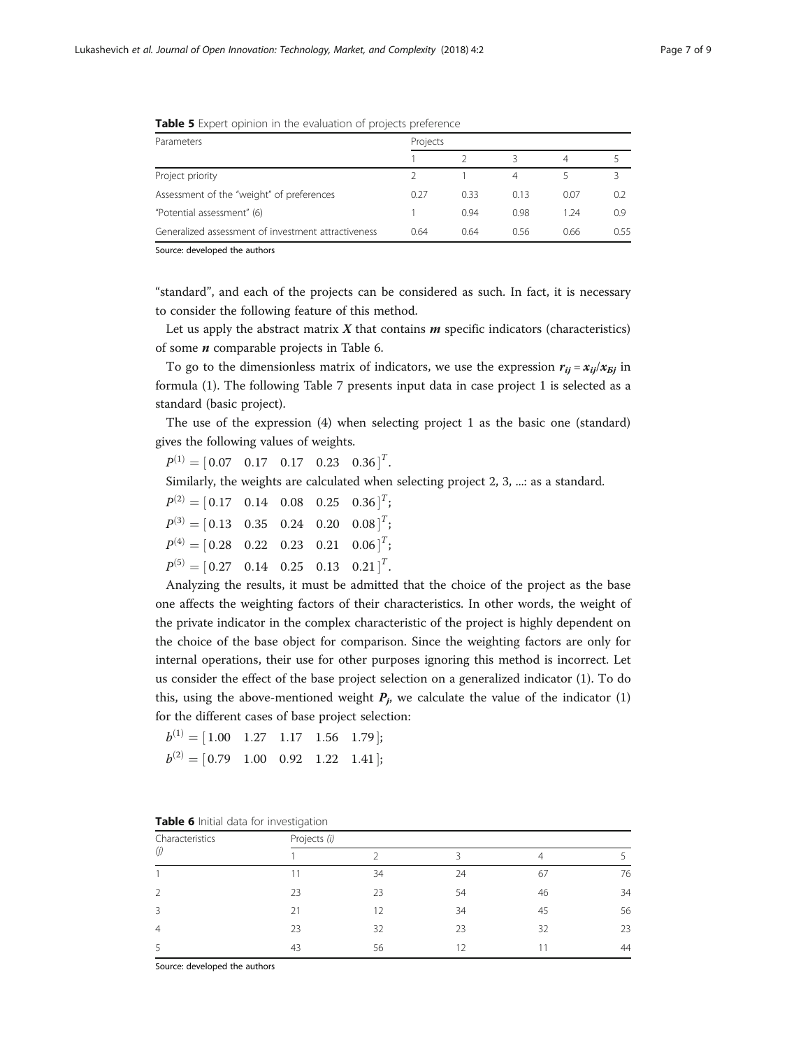**Table 5** Expert opinion in the evaluation of projects preference

| Parameters | Projects | | | | |
|---|---|---|---|---|---|
| | 1 | 2 | 3 | 4 | 5 |
| Project priority | 2 | 1 | 4 | 5 | 3 |
| Assessment of the "weight" of preferences | 0.27 | 0.33 | 0.13 | 0.07 | 0.2 |
| "Potential assessment" (6) | 1 | 0.94 | 0.98 | 1.24 | 0.9 |
| Generalized assessment of investment attractiveness | 0.64 | 0.64 | 0.56 | 0.66 | 0.55 |

Source: developed the authors

"standard", and each of the projects can be considered as such. In fact, it is necessary to consider the following feature of this method.

Let us apply the abstract matrix $X$ that contains $m$ specific indicators (characteristics) of some $n$ comparable projects in Table 6.

To go to the dimensionless matrix of indicators, we use the expression $r_{ij} = x_{ij}/x_{Бj}$ in formula (1). The following Table 7 presents input data in case project 1 is selected as a standard (basic project).

The use of the expression (4) when selecting project 1 as the basic one (standard) gives the following values of weights.

$P^{(1)} = [0.07 \quad 0.17 \quad 0.17 \quad 0.23 \quad 0.36]^T.$

Similarly, the weights are calculated when selecting project 2, 3, ...: as a standard.

$P^{(2)} = [0.17 \quad 0.14 \quad 0.08 \quad 0.25 \quad 0.36]^T;$

$P^{(3)} = [0.13 \quad 0.35 \quad 0.24 \quad 0.20 \quad 0.08]^T;$

$P^{(4)} = [0.28 \quad 0.22 \quad 0.23 \quad 0.21 \quad 0.06]^T;$

$P^{(5)} = [0.27 \quad 0.14 \quad 0.25 \quad 0.13 \quad 0.21]^T.$

Analyzing the results, it must be admitted that the choice of the project as the base one affects the weighting factors of their characteristics. In other words, the weight of the private indicator in the complex characteristic of the project is highly dependent on the choice of the base object for comparison. Since the weighting factors are only for internal operations, their use for other purposes ignoring this method is incorrect. Let us consider the effect of the base project selection on a generalized indicator (1). To do this, using the above-mentioned weight $P_j$, we calculate the value of the indicator (1) for the different cases of base project selection:

$b^{(1)} = [1.00 \quad 1.27 \quad 1.17 \quad 1.56 \quad 1.79];$

$b^{(2)} = [0.79 \quad 1.00 \quad 0.92 \quad 1.22 \quad 1.41];$

**Table 6** Initial data for investigation

| Characteristics (j) | Projects (i) | | | | |
|---|---|---|---|---|---|
| | 1 | 2 | 3 | 4 | 5 |
| 1 | 11 | 34 | 24 | 67 | 76 |
| 2 | 23 | 23 | 54 | 46 | 34 |
| 3 | 21 | 12 | 34 | 45 | 56 |
| 4 | 23 | 32 | 23 | 32 | 23 |
| 5 | 43 | 56 | 12 | 11 | 44 |

Source: developed the authors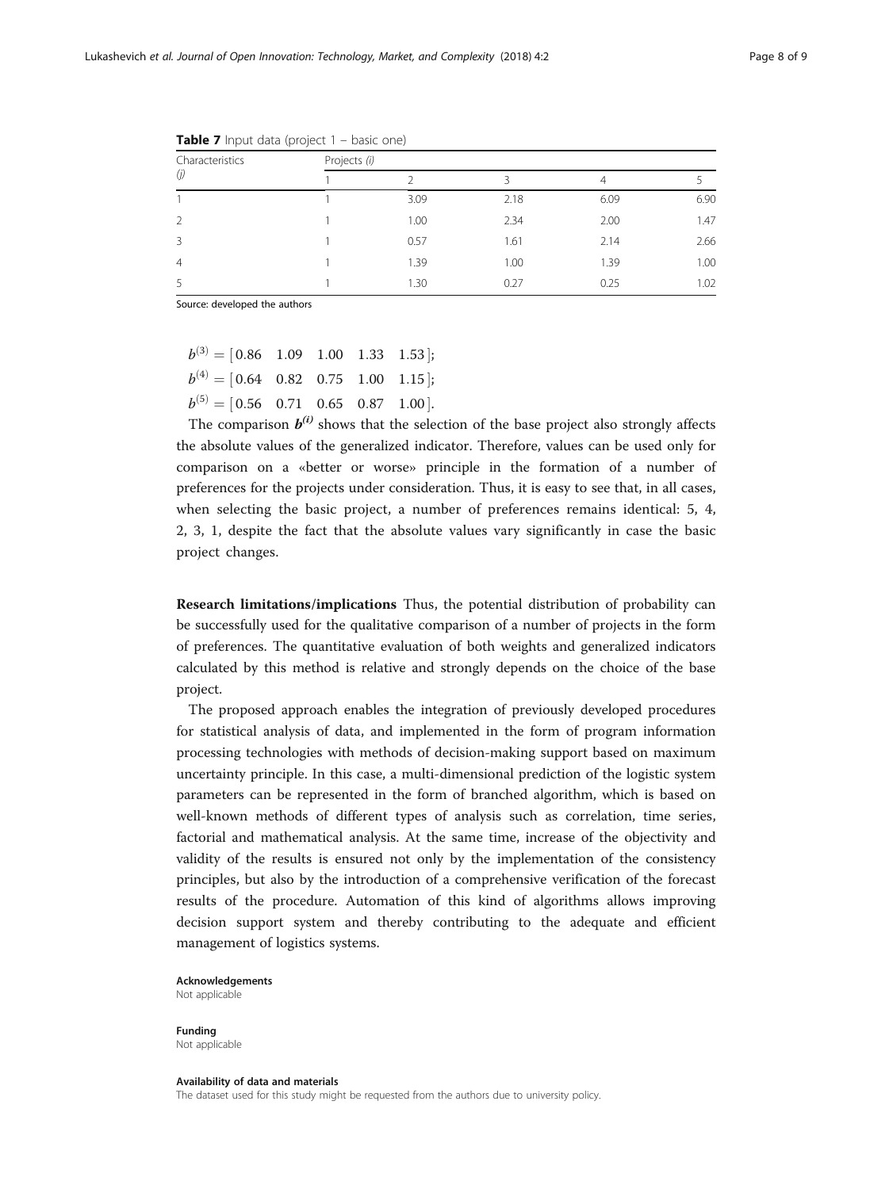**Table 7** Input data (project 1 – basic one)

| Characteristics (j) | Projects (i) | | | | |
|---|---|---|---|---|---|
| | 1 | 2 | 3 | 4 | 5 |
| 1 | 1 | 3.09 | 2.18 | 6.09 | 6.90 |
| 2 | 1 | 1.00 | 2.34 | 2.00 | 1.47 |
| 3 | 1 | 0.57 | 1.61 | 2.14 | 2.66 |
| 4 | 1 | 1.39 | 1.00 | 1.39 | 1.00 |
| 5 | 1 | 1.30 | 0.27 | 0.25 | 1.02 |

Source: developed the authors

$$b^{(3)} = [0.86 \quad 1.09 \quad 1.00 \quad 1.33 \quad 1.53];$$
$$b^{(4)} = [0.64 \quad 0.82 \quad 0.75 \quad 1.00 \quad 1.15];$$
$$b^{(5)} = [0.56 \quad 0.71 \quad 0.65 \quad 0.87 \quad 1.00].$$

The comparison $\boldsymbol{b}^{(i)}$ shows that the selection of the base project also strongly affects the absolute values of the generalized indicator. Therefore, values can be used only for comparison on a «better or worse» principle in the formation of a number of preferences for the projects under consideration. Thus, it is easy to see that, in all cases, when selecting the basic project, a number of preferences remains identical: 5, 4, 2, 3, 1, despite the fact that the absolute values vary significantly in case the basic project changes.

**Research limitations/implications** Thus, the potential distribution of probability can be successfully used for the qualitative comparison of a number of projects in the form of preferences. The quantitative evaluation of both weights and generalized indicators calculated by this method is relative and strongly depends on the choice of the base project.

The proposed approach enables the integration of previously developed procedures for statistical analysis of data, and implemented in the form of program information processing technologies with methods of decision-making support based on maximum uncertainty principle. In this case, a multi-dimensional prediction of the logistic system parameters can be represented in the form of branched algorithm, which is based on well-known methods of different types of analysis such as correlation, time series, factorial and mathematical analysis. At the same time, increase of the objectivity and validity of the results is ensured not only by the implementation of the consistency principles, but also by the introduction of a comprehensive verification of the forecast results of the procedure. Automation of this kind of algorithms allows improving decision support system and thereby contributing to the adequate and efficient management of logistics systems.

**Acknowledgements**
Not applicable

**Funding**
Not applicable

**Availability of data and materials**
The dataset used for this study might be requested from the authors due to university policy.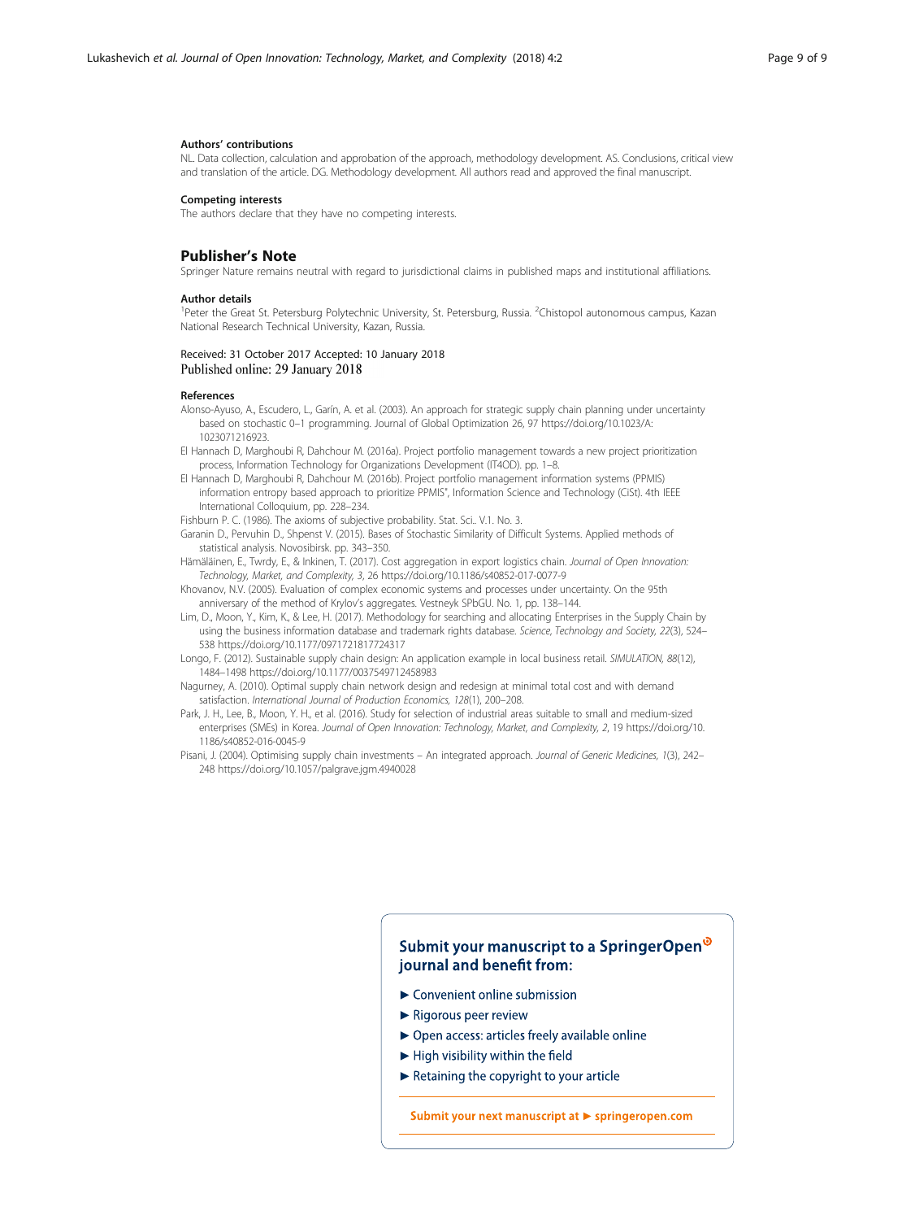#### Authors' contributions

NL. Data collection, calculation and approbation of the approach, methodology development. AS. Conclusions, critical view and translation of the article. DG. Methodology development. All authors read and approved the final manuscript.

#### Competing interests

The authors declare that they have no competing interests.

### Publisher's Note

Springer Nature remains neutral with regard to jurisdictional claims in published maps and institutional affiliations.

#### Author details

[1]Peter the Great St. Petersburg Polytechnic University, St. Petersburg, Russia. [2]Chistopol autonomous campus, Kazan National Research Technical University, Kazan, Russia.

Received: 31 October 2017 Accepted: 10 January 2018
Published online: 29 January 2018

#### References

Alonso-Ayuso, A., Escudero, L., Garín, A. et al. (2003). An approach for strategic supply chain planning under uncertainty based on stochastic 0–1 programming. Journal of Global Optimization 26, 97 https://doi.org/10.1023/A:1023071216923.

El Hannach D, Marghoubi R, Dahchour M. (2016a). Project portfolio management towards a new project prioritization process, Information Technology for Organizations Development (IT4OD). pp. 1–8.

El Hannach D, Marghoubi R, Dahchour M. (2016b). Project portfolio management information systems (PPMIS) information entropy based approach to prioritize PPMIS", Information Science and Technology (CiSt). 4th IEEE International Colloquium, pp. 228–234.

Fishburn P. C. (1986). The axioms of subjective probability. Stat. Sci.. V.1. No. 3.

Garanin D., Pervuhin D., Shpenst V. (2015). Bases of Stochastic Similarity of Difficult Systems. Applied methods of statistical analysis. Novosibirsk. pp. 343–350.

Hämäläinen, E., Twrdy, E., & Inkinen, T. (2017). Cost aggregation in export logistics chain. *Journal of Open Innovation: Technology, Market, and Complexity, 3*, 26 https://doi.org/10.1186/s40852-017-0077-9

Khovanov, N.V. (2005). Evaluation of complex economic systems and processes under uncertainty. On the 95th anniversary of the method of Krylov's aggregates. Vestneyk SPbGU. No. 1, pp. 138–144.

Lim, D., Moon, Y., Kim, K., & Lee, H. (2017). Methodology for searching and allocating Enterprises in the Supply Chain by using the business information database and trademark rights database. *Science, Technology and Society, 22*(3), 524–538 https://doi.org/10.1177/0971721817724317

Longo, F. (2012). Sustainable supply chain design: An application example in local business retail. *SIMULATION, 88*(12), 1484–1498 https://doi.org/10.1177/0037549712458983

Nagurney, A. (2010). Optimal supply chain network design and redesign at minimal total cost and with demand satisfaction. *International Journal of Production Economics, 128*(1), 200–208.

Park, J. H., Lee, B., Moon, Y. H., et al. (2016). Study for selection of industrial areas suitable to small and medium-sized enterprises (SMEs) in Korea. *Journal of Open Innovation: Technology, Market, and Complexity, 2*, 19 https://doi.org/10.1186/s40852-016-0045-9

Pisani, J. (2004). Optimising supply chain investments – An integrated approach. *Journal of Generic Medicines, 1*(3), 242–248 https://doi.org/10.1057/palgrave.jgm.4940028

**Submit your manuscript to a SpringerOpen journal and benefit from:**

- ► Convenient online submission
- ► Rigorous peer review
- ► Open access: articles freely available online
- ► High visibility within the field
- ► Retaining the copyright to your article

**Submit your next manuscript at ► springeropen.com**